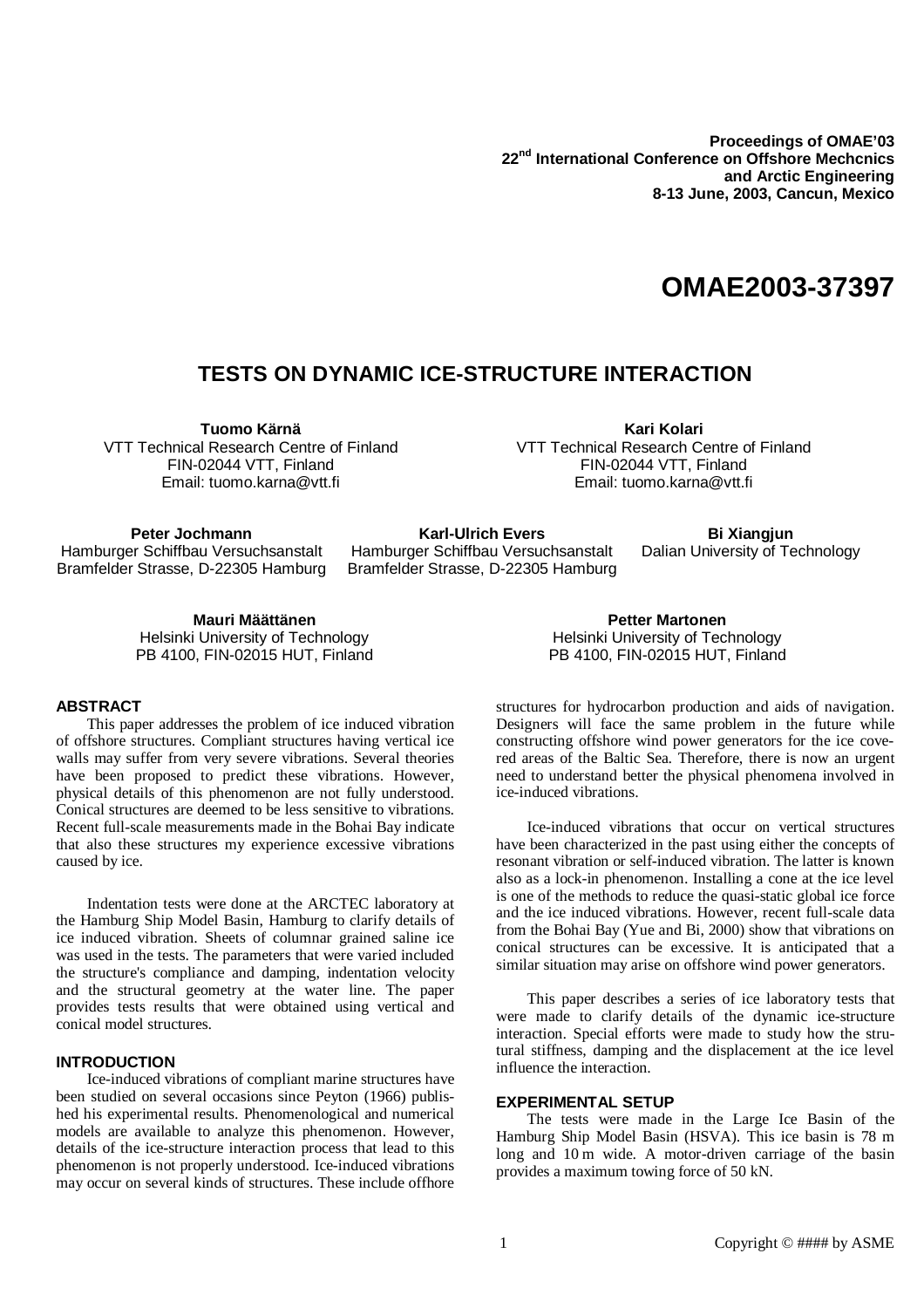**Proceedings of OMAE'03**
**22nd International Conference on Offshore Mechcnics and Arctic Engineering**
**8-13 June, 2003, Cancun, Mexico**

# OMAE2003-37397

## TESTS ON DYNAMIC ICE-STRUCTURE INTERACTION

**Tuomo Kärnä**
VTT Technical Research Centre of Finland
FIN-02044 VTT, Finland
Email: tuomo.karna@vtt.fi

**Kari Kolari**
VTT Technical Research Centre of Finland
FIN-02044 VTT, Finland
Email: tuomo.karna@vtt.fi

**Peter Jochmann**
Hamburger Schiffbau Versuchsanstalt
Bramfelder Strasse, D-22305 Hamburg

**Karl-Ulrich Evers**
Hamburger Schiffbau Versuchsanstalt
Bramfelder Strasse, D-22305 Hamburg

**Bi Xiangjun**
Dalian University of Technology

**Mauri Määttänen**
Helsinki University of Technology
PB 4100, FIN-02015 HUT, Finland

**Petter Martonen**
Helsinki University of Technology
PB 4100, FIN-02015 HUT, Finland

### ABSTRACT

This paper addresses the problem of ice induced vibration of offshore structures. Compliant structures having vertical ice walls may suffer from very severe vibrations. Several theories have been proposed to predict these vibrations. However, physical details of this phenomenon are not fully understood. Conical structures are deemed to be less sensitive to vibrations. Recent full-scale measurements made in the Bohai Bay indicate that also these structures my experience excessive vibrations caused by ice.

Indentation tests were done at the ARCTEC laboratory at the Hamburg Ship Model Basin, Hamburg to clarify details of ice induced vibration. Sheets of columnar grained saline ice was used in the tests. The parameters that were varied included the structure's compliance and damping, indentation velocity and the structural geometry at the water line. The paper provides tests results that were obtained using vertical and conical model structures.

### INTRODUCTION

Ice-induced vibrations of compliant marine structures have been studied on several occasions since Peyton (1966) published his experimental results. Phenomenological and numerical models are available to analyze this phenomenon. However, details of the ice-structure interaction process that lead to this phenomenon is not properly understood. Ice-induced vibrations may occur on several kinds of structures. These include offhore structures for hydrocarbon production and aids of navigation. Designers will face the same problem in the future while constructing offshore wind power generators for the ice covered areas of the Baltic Sea. Therefore, there is now an urgent need to understand better the physical phenomena involved in ice-induced vibrations.

Ice-induced vibrations that occur on vertical structures have been characterized in the past using either the concepts of resonant vibration or self-induced vibration. The latter is known also as a lock-in phenomenon. Installing a cone at the ice level is one of the methods to reduce the quasi-static global ice force and the ice induced vibrations. However, recent full-scale data from the Bohai Bay (Yue and Bi, 2000) show that vibrations on conical structures can be excessive. It is anticipated that a similar situation may arise on offshore wind power generators.

This paper describes a series of ice laboratory tests that were made to clarify details of the dynamic ice-structure interaction. Special efforts were made to study how the strutural stiffness, damping and the displacement at the ice level influence the interaction.

### EXPERIMENTAL SETUP

The tests were made in the Large Ice Basin of the Hamburg Ship Model Basin (HSVA). This ice basin is 78 m long and 10 m wide. A motor-driven carriage of the basin provides a maximum towing force of 50 kN.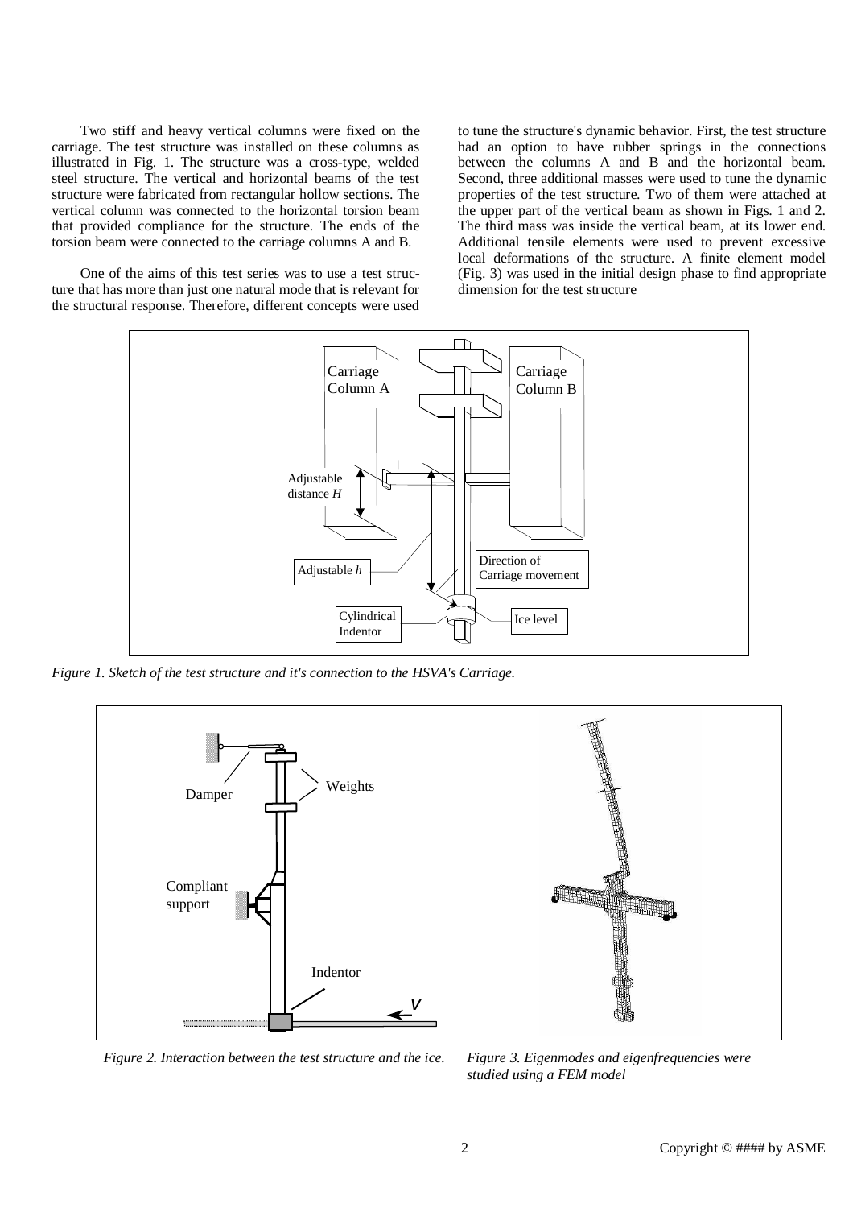Two stiff and heavy vertical columns were fixed on the carriage. The test structure was installed on these columns as illustrated in Fig. 1. The structure was a cross-type, welded steel structure. The vertical and horizontal beams of the test structure were fabricated from rectangular hollow sections. The vertical column was connected to the horizontal torsion beam that provided compliance for the structure. The ends of the torsion beam were connected to the carriage columns A and B.

One of the aims of this test series was to use a test structure that has more than just one natural mode that is relevant for the structural response. Therefore, different concepts were used to tune the structure's dynamic behavior. First, the test structure had an option to have rubber springs in the connections between the columns A and B and the horizontal beam. Second, three additional masses were used to tune the dynamic properties of the test structure. Two of them were attached at the upper part of the vertical beam as shown in Figs. 1 and 2. The third mass was inside the vertical beam, at its lower end. Additional tensile elements were used to prevent excessive local deformations of the structure. A finite element model (Fig. 3) was used in the initial design phase to find appropriate dimension for the test structure

*Figure 1. Sketch of the test structure and it's connection to the HSVA's Carriage.*

*Figure 2. Interaction between the test structure and the ice.*

*Figure 3. Eigenmodes and eigenfrequencies were studied using a FEM model*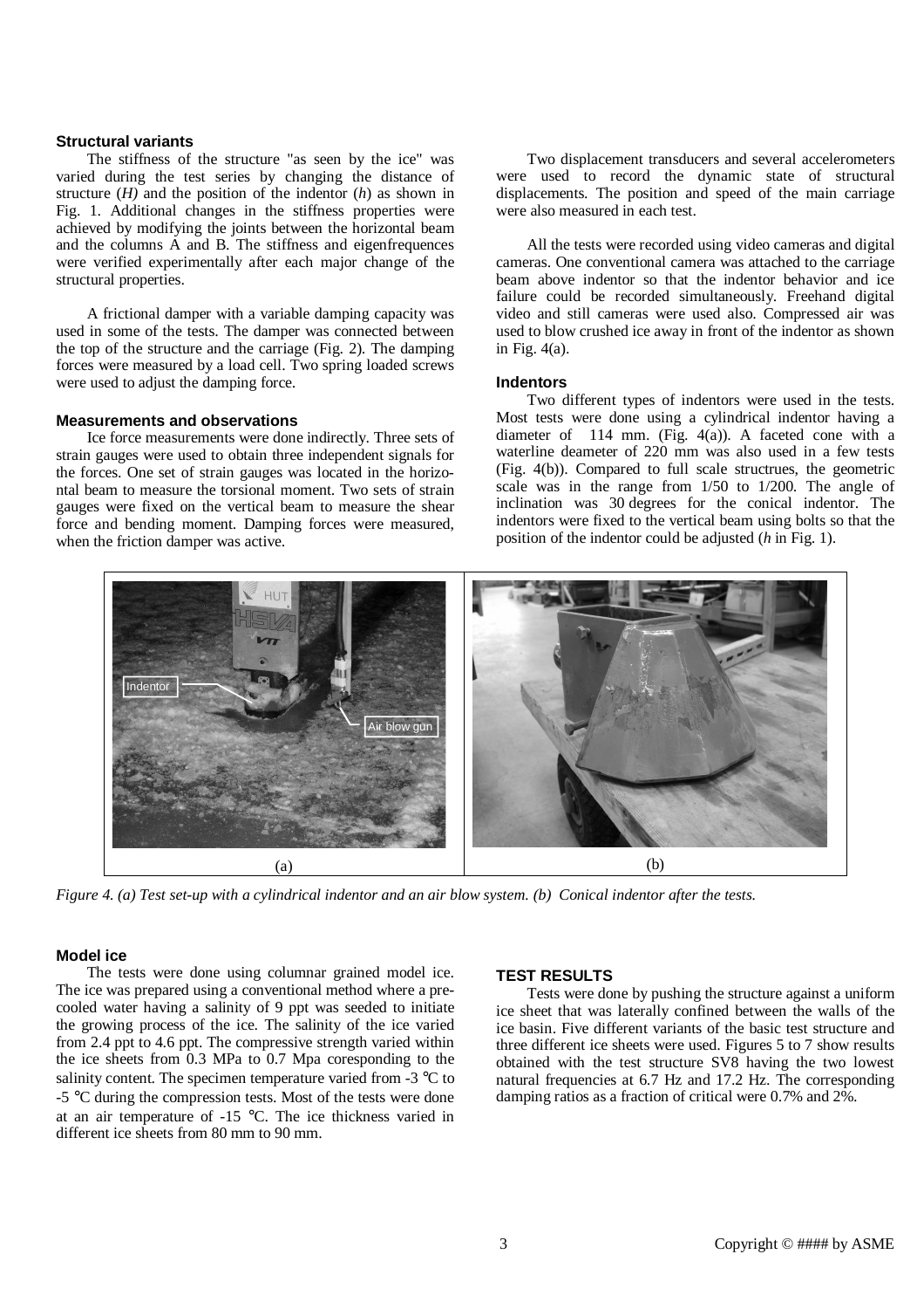### Structural variants

The stiffness of the structure "as seen by the ice" was varied during the test series by changing the distance of structure (*H)* and the position of the indentor (*h*) as shown in Fig. 1. Additional changes in the stiffness properties were achieved by modifying the joints between the horizontal beam and the columns A and B. The stiffness and eigenfrequences were verified experimentally after each major change of the structural properties.

A frictional damper with a variable damping capacity was used in some of the tests. The damper was connected between the top of the structure and the carriage (Fig. 2). The damping forces were measured by a load cell. Two spring loaded screws were used to adjust the damping force.

### Measurements and observations

Ice force measurements were done indirectly. Three sets of strain gauges were used to obtain three independent signals for the forces. One set of strain gauges was located in the horizontal beam to measure the torsional moment. Two sets of strain gauges were fixed on the vertical beam to measure the shear force and bending moment. Damping forces were measured, when the friction damper was active.

Two displacement transducers and several accelerometers were used to record the dynamic state of structural displacements. The position and speed of the main carriage were also measured in each test.

All the tests were recorded using video cameras and digital cameras. One conventional camera was attached to the carriage beam above indentor so that the indentor behavior and ice failure could be recorded simultaneously. Freehand digital video and still cameras were used also. Compressed air was used to blow crushed ice away in front of the indentor as shown in Fig. 4(a).

### Indentors

Two different types of indentors were used in the tests. Most tests were done using a cylindrical indentor having a diameter of 114 mm. (Fig. 4(a)). A faceted cone with a waterline deameter of 220 mm was also used in a few tests (Fig. 4(b)). Compared to full scale structrues, the geometric scale was in the range from 1/50 to 1/200. The angle of inclination was 30 degrees for the conical indentor. The indentors were fixed to the vertical beam using bolts so that the position of the indentor could be adjusted (*h* in Fig. 1).

*Figure 4. (a) Test set-up with a cylindrical indentor and an air blow system. (b) Conical indentor after the tests.*

### Model ice

The tests were done using columnar grained model ice. The ice was prepared using a conventional method where a pre-cooled water having a salinity of 9 ppt was seeded to initiate the growing process of the ice. The salinity of the ice varied from 2.4 ppt to 4.6 ppt. The compressive strength varied within the ice sheets from 0.3 MPa to 0.7 Mpa coresponding to the salinity content. The specimen temperature varied from -3 °C to -5 °C during the compression tests. Most of the tests were done at an air temperature of -15 °C. The ice thickness varied in different ice sheets from 80 mm to 90 mm.

## TEST RESULTS

Tests were done by pushing the structure against a uniform ice sheet that was laterally confined between the walls of the ice basin. Five different variants of the basic test structure and three different ice sheets were used. Figures 5 to 7 show results obtained with the test structure SV8 having the two lowest natural frequencies at 6.7 Hz and 17.2 Hz. The corresponding damping ratios as a fraction of critical were 0.7% and 2%.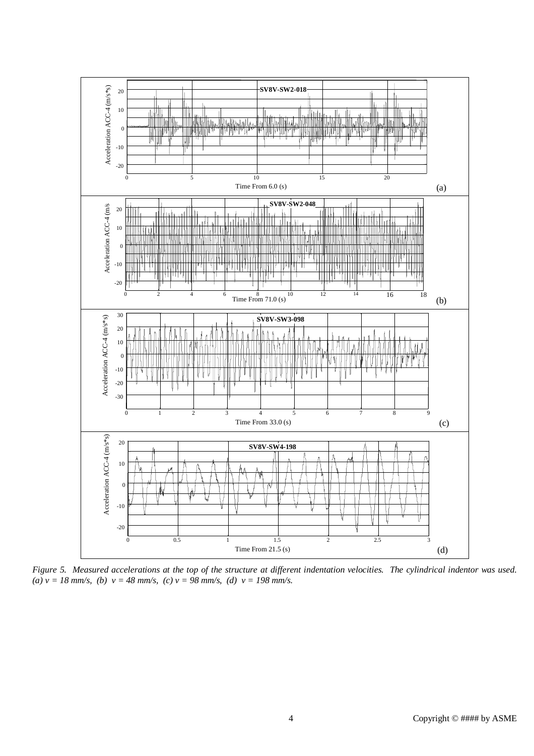*Figure 5. Measured accelerations at the top of the structure at different indentation velocities. The cylindrical indentor was used. (a) v = 18 mm/s, (b) v = 48 mm/s, (c) v = 98 mm/s, (d) v = 198 mm/s.*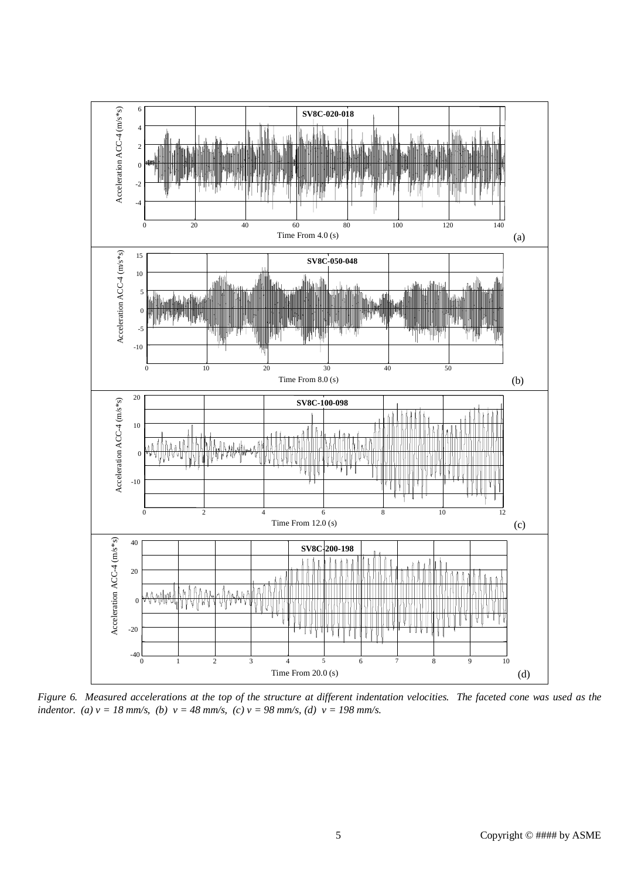*Figure 6. Measured accelerations at the top of the structure at different indentation velocities. The faceted cone was used as the indentor. (a) v = 18 mm/s, (b) v = 48 mm/s, (c) v = 98 mm/s, (d) v = 198 mm/s.*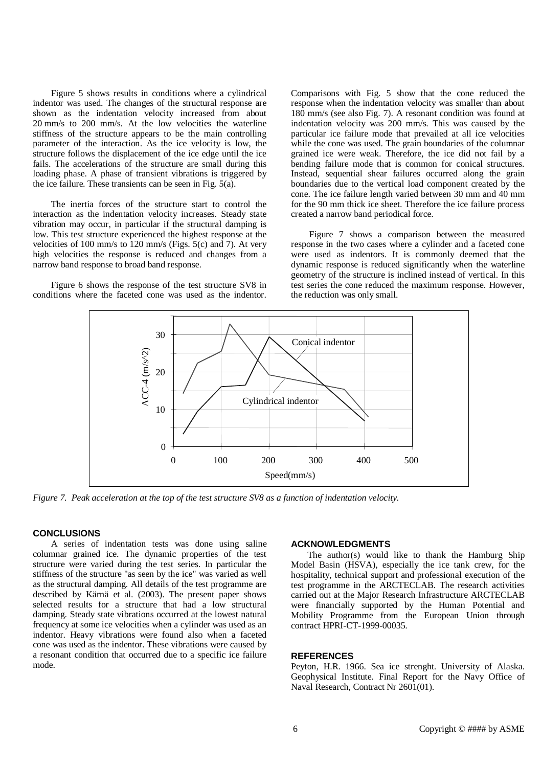Figure 5 shows results in conditions where a cylindrical indentor was used. The changes of the structural response are shown as the indentation velocity increased from about 20 mm/s to 200 mm/s. At the low velocities the waterline stiffness of the structure appears to be the main controlling parameter of the interaction. As the ice velocity is low, the structure follows the displacement of the ice edge until the ice fails. The accelerations of the structure are small during this loading phase. A phase of transient vibrations is triggered by the ice failure. These transients can be seen in Fig. 5(a).

The inertia forces of the structure start to control the interaction as the indentation velocity increases. Steady state vibration may occur, in particular if the structural damping is low. This test structure experienced the highest response at the velocities of 100 mm/s to 120 mm/s (Figs. 5(c) and 7). At very high velocities the response is reduced and changes from a narrow band response to broad band response.

Figure 6 shows the response of the test structure SV8 in conditions where the faceted cone was used as the indentor. Comparisons with Fig. 5 show that the cone reduced the response when the indentation velocity was smaller than about 180 mm/s (see also Fig. 7). A resonant condition was found at indentation velocity was 200 mm/s. This was caused by the particular ice failure mode that prevailed at all ice velocities while the cone was used. The grain boundaries of the columnar grained ice were weak. Therefore, the ice did not fail by a bending failure mode that is common for conical structures. Instead, sequential shear failures occurred along the grain boundaries due to the vertical load component created by the cone. The ice failure length varied between 30 mm and 40 mm for the 90 mm thick ice sheet. Therefore the ice failure process created a narrow band periodical force.

Figure 7 shows a comparison between the measured response in the two cases where a cylinder and a faceted cone were used as indentors. It is commonly deemed that the dynamic response is reduced significantly when the waterline geometry of the structure is inclined instead of vertical. In this test series the cone reduced the maximum response. However, the reduction was only small.

*Figure 7. Peak acceleration at the top of the test structure SV8 as a function of indentation velocity.*

## CONCLUSIONS

A series of indentation tests was done using saline columnar grained ice. The dynamic properties of the test structure were varied during the test series. In particular the stiffness of the structure "as seen by the ice" was varied as well as the structural damping. All details of the test programme are described by Kärnä et al. (2003). The present paper shows selected results for a structure that had a low structural damping. Steady state vibrations occurred at the lowest natural frequency at some ice velocities when a cylinder was used as an indentor. Heavy vibrations were found also when a faceted cone was used as the indentor. These vibrations were caused by a resonant condition that occurred due to a specific ice failure mode.

## ACKNOWLEDGMENTS

The author(s) would like to thank the Hamburg Ship Model Basin (HSVA), especially the ice tank crew, for the hospitality, technical support and professional execution of the test programme in the ARCTECLAB. The research activities carried out at the Major Research Infrastructure ARCTECLAB were financially supported by the Human Potential and Mobility Programme from the European Union through contract HPRI-CT-1999-00035.

## REFERENCES

Peyton, H.R. 1966. Sea ice strenght. University of Alaska. Geophysical Institute. Final Report for the Navy Office of Naval Research, Contract Nr 2601(01).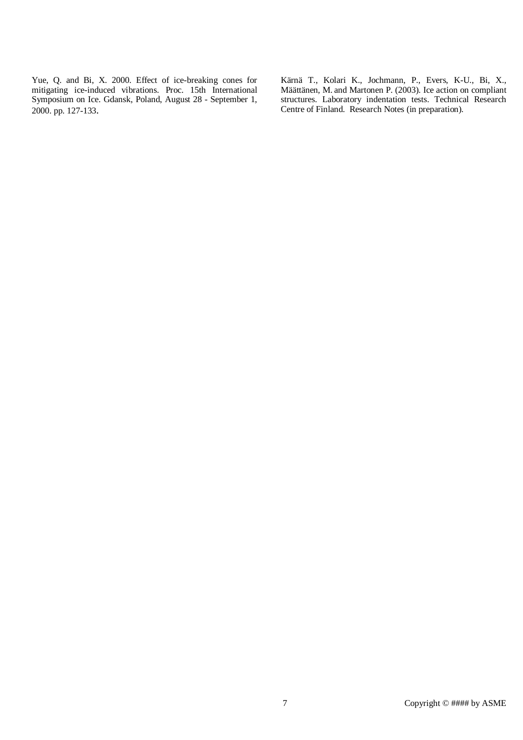Yue, Q. and Bi, X. 2000. Effect of ice-breaking cones for mitigating ice-induced vibrations. Proc. 15th International Symposium on Ice. Gdansk, Poland, August 28 - September 1, 2000. pp. 127-133.

Kärnä T., Kolari K., Jochmann, P., Evers, K-U., Bi, X., Määttänen, M. and Martonen P. (2003). Ice action on compliant structures. Laboratory indentation tests. Technical Research Centre of Finland. Research Notes (in preparation).